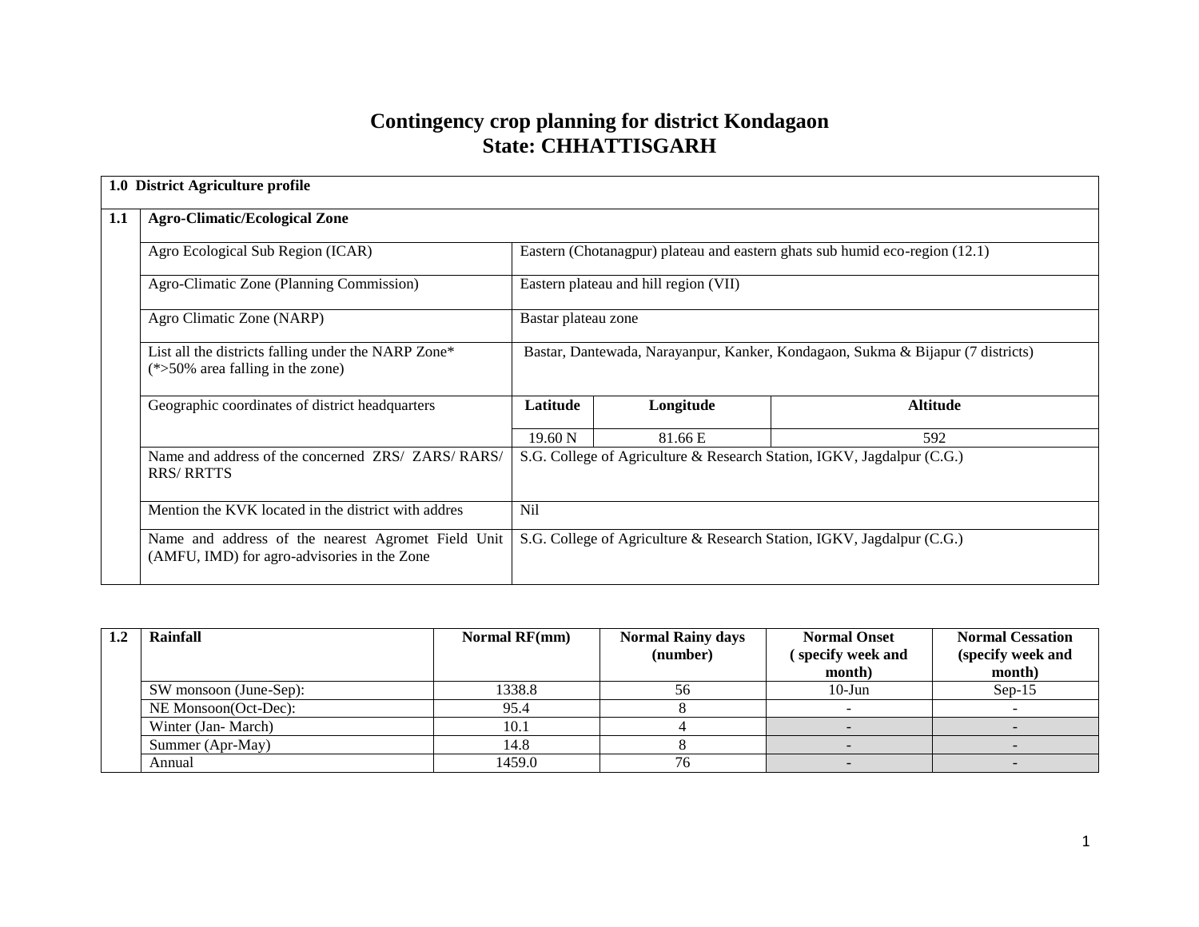# Contingency crop planning for district Kondagaon
# State: CHHATTISGARH

| 1.0 District Agriculture profile | | | | |
|---|---|---|---|---|
| **1.1** | **Agro-Climatic/Ecological Zone** | | | |
| | Agro Ecological Sub Region (ICAR) | Eastern (Chotanagpur) plateau and eastern ghats sub humid eco-region (12.1) | | |
| | Agro-Climatic Zone (Planning Commission) | Eastern plateau and hill region (VII) | | |
| | Agro Climatic Zone (NARP) | Bastar plateau zone | | |
| | List all the districts falling under the NARP Zone* (*>50% area falling in the zone) | Bastar, Dantewada, Narayanpur, Kanker, Kondagaon, Sukma & Bijapur (7 districts) | | |
| | Geographic coordinates of district headquarters | **Latitude** | **Longitude** | **Altitude** |
| | | 19.60 N | 81.66 E | 592 |
| | Name and address of the concerned ZRS/ ZARS/ RARS/ RRS/ RRTTS | S.G. College of Agriculture & Research Station, IGKV, Jagdalpur (C.G.) | | |
| | Mention the KVK located in the district with addres | Nil | | |
| | Name and address of the nearest Agromet Field Unit (AMFU, IMD) for agro-advisories in the Zone | S.G. College of Agriculture & Research Station, IGKV, Jagdalpur (C.G.) | | |

| 1.2 | Rainfall | Normal RF(mm) | Normal Rainy days (number) | Normal Onset ( specify week and month) | Normal Cessation (specify week and month) |
|---|---|---|---|---|---|
| | SW monsoon (June-Sep): | 1338.8 | 56 | 10-Jun | Sep-15 |
| | NE Monsoon(Oct-Dec): | 95.4 | 8 | - | - |
| | Winter (Jan- March) | 10.1 | 4 | - | - |
| | Summer (Apr-May) | 14.8 | 8 | - | - |
| | Annual | 1459.0 | 76 | - | - |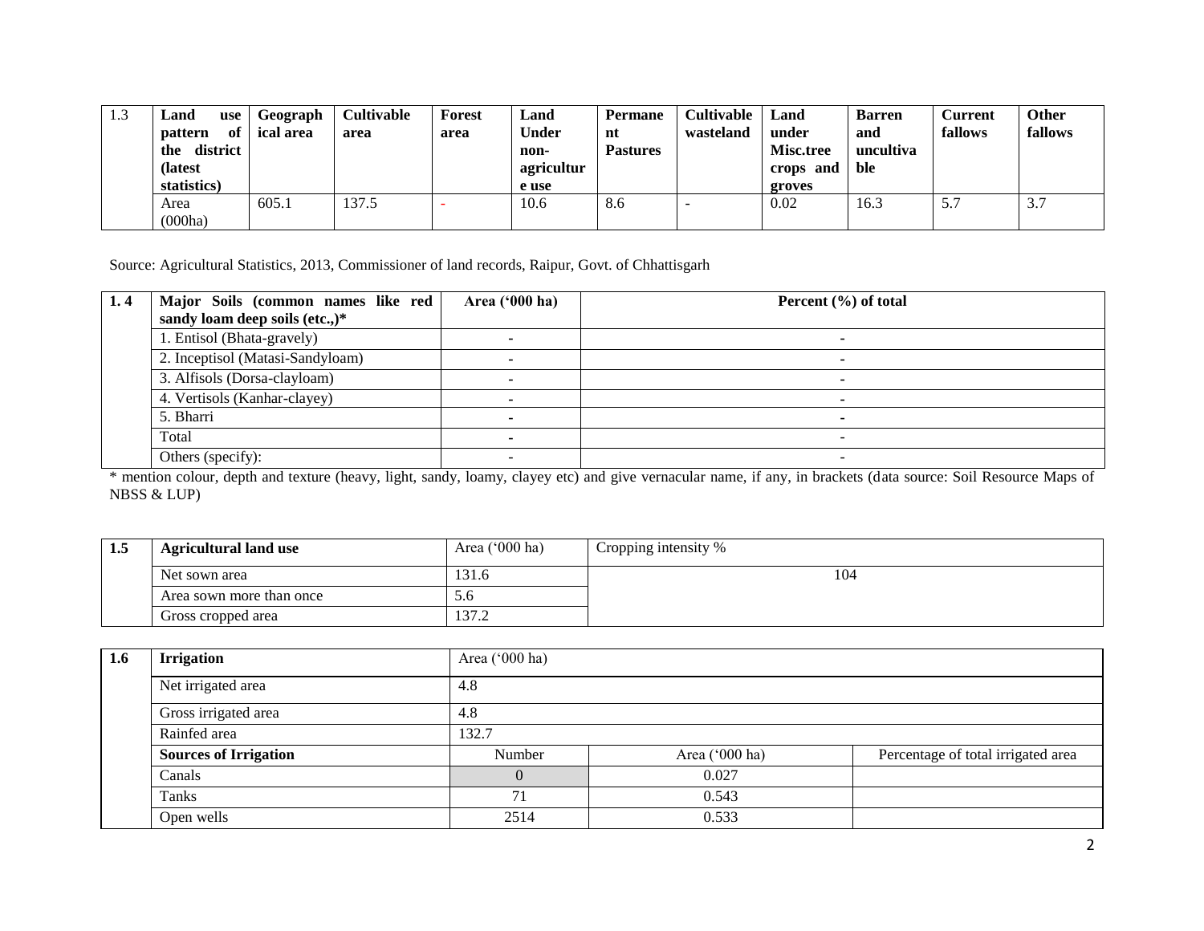| 1.3 | Land use pattern of the district (latest statistics) | Geographical area | Cultivable area | Forest area | Land Under non-agricultural use | Permanent Pastures | Cultivable wasteland | Land under Misc.tree crops and groves | Barren and uncultivable | Current fallows | Other fallows |
|---|---|---|---|---|---|---|---|---|---|---|---|
| | Area (000ha) | 605.1 | 137.5 | - | 10.6 | 8.6 | - | 0.02 | 16.3 | 5.7 | 3.7 |

Source: Agricultural Statistics, 2013, Commissioner of land records, Raipur, Govt. of Chhattisgarh

| 1. 4 | Major Soils (common names like red sandy loam deep soils (etc.,)* | Area ('000 ha) | Percent (%) of total |
|---|---|---|---|
| | 1. Entisol (Bhata-gravely) | - | - |
| | 2. Inceptisol (Matasi-Sandyloam) | - | - |
| | 3. Alfisols (Dorsa-clayloam) | - | - |
| | 4. Vertisols (Kanhar-clayey) | - | - |
| | 5. Bharri | - | - |
| | Total | - | - |
| | Others (specify): | - | - |

* mention colour, depth and texture (heavy, light, sandy, loamy, clayey etc) and give vernacular name, if any, in brackets (data source: Soil Resource Maps of NBSS & LUP)

| 1.5 | Agricultural land use | Area ('000 ha) | Cropping intensity % |
|---|---|---|---|
| | Net sown area | 131.6 | 104 |
| | Area sown more than once | 5.6 | |
| | Gross cropped area | 137.2 | |

| 1.6 | Irrigation | Area ('000 ha) | | |
|---|---|---|---|---|
| | Net irrigated area | 4.8 | | |
| | Gross irrigated area | 4.8 | | |
| | Rainfed area | 132.7 | | |
| | **Sources of Irrigation** | Number | Area ('000 ha) | Percentage of total irrigated area |
| | Canals | 0 | 0.027 | |
| | Tanks | 71 | 0.543 | |
| | Open wells | 2514 | 0.533 | |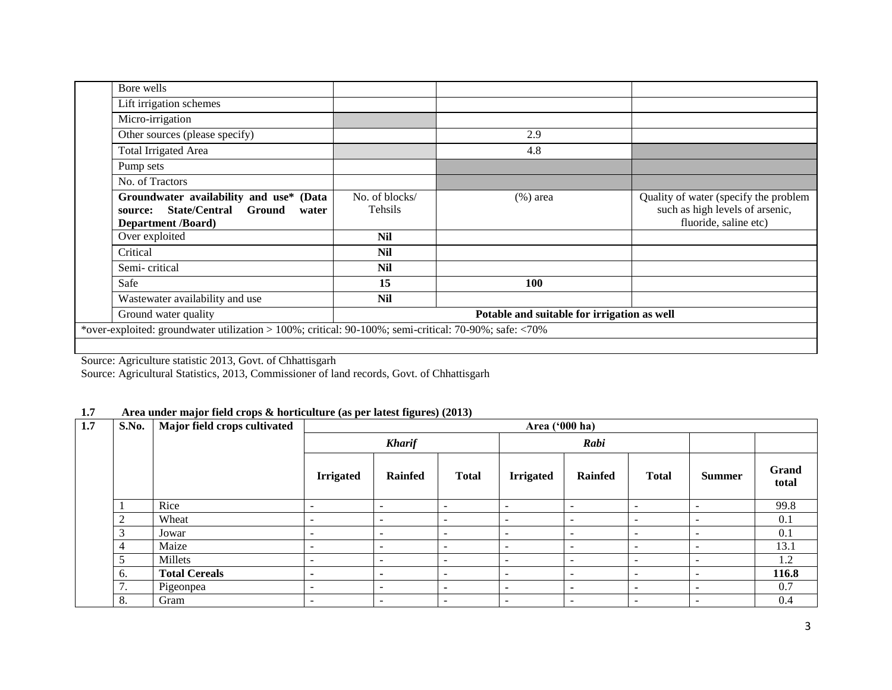| | | | | |
|---|---|---|---|---|
| | Bore wells | | | |
| | Lift irrigation schemes | | | |
| | Micro-irrigation | | | |
| | Other sources (please specify) | | 2.9 | |
| | Total Irrigated Area | | 4.8 | |
| | Pump sets | | | |
| | No. of Tractors | | | |
| | **Groundwater availability and use* (Data source: State/Central Ground water Department /Board)** | No. of blocks/ Tehsils | (%) area | Quality of water (specify the problem such as high levels of arsenic, fluoride, saline etc) |
| | Over exploited | **Nil** | | |
| | Critical | **Nil** | | |
| | Semi- critical | **Nil** | | |
| | Safe | **15** | **100** | |
| | Wastewater availability and use | **Nil** | | |
| | Ground water quality | **Potable and suitable for irrigation as well** | | |
| *over-exploited: groundwater utilization > 100%; critical: 90-100%; semi-critical: 70-90%; safe: <70% | | | | |

Source: Agriculture statistic 2013, Govt. of Chhattisgarh
Source: Agricultural Statistics, 2013, Commissioner of land records, Govt. of Chhattisgarh

**1.7 Area under major field crops & horticulture (as per latest figures) (2013)**

| 1.7 | S.No. | Major field crops cultivated | Area ('000 ha) | | | | | | | |
|---|---|---|---|---|---|---|---|---|---|---|
| | | | ***Kharif*** | | | ***Rabi*** | | | | |
| | | | **Irrigated** | **Rainfed** | **Total** | **Irrigated** | **Rainfed** | **Total** | **Summer** | **Grand total** |
| | 1 | Rice | - | - | - | - | - | - | - | 99.8 |
| | 2 | Wheat | - | - | - | - | - | - | - | 0.1 |
| | 3 | Jowar | - | - | - | - | - | - | - | 0.1 |
| | 4 | Maize | - | - | - | - | - | - | - | 13.1 |
| | 5 | Millets | - | - | - | - | - | - | - | 1.2 |
| | 6. | **Total Cereals** | - | - | - | - | - | - | - | **116.8** |
| | 7. | Pigeonpea | - | - | - | - | - | - | - | 0.7 |
| | 8. | Gram | - | - | - | - | - | - | - | 0.4 |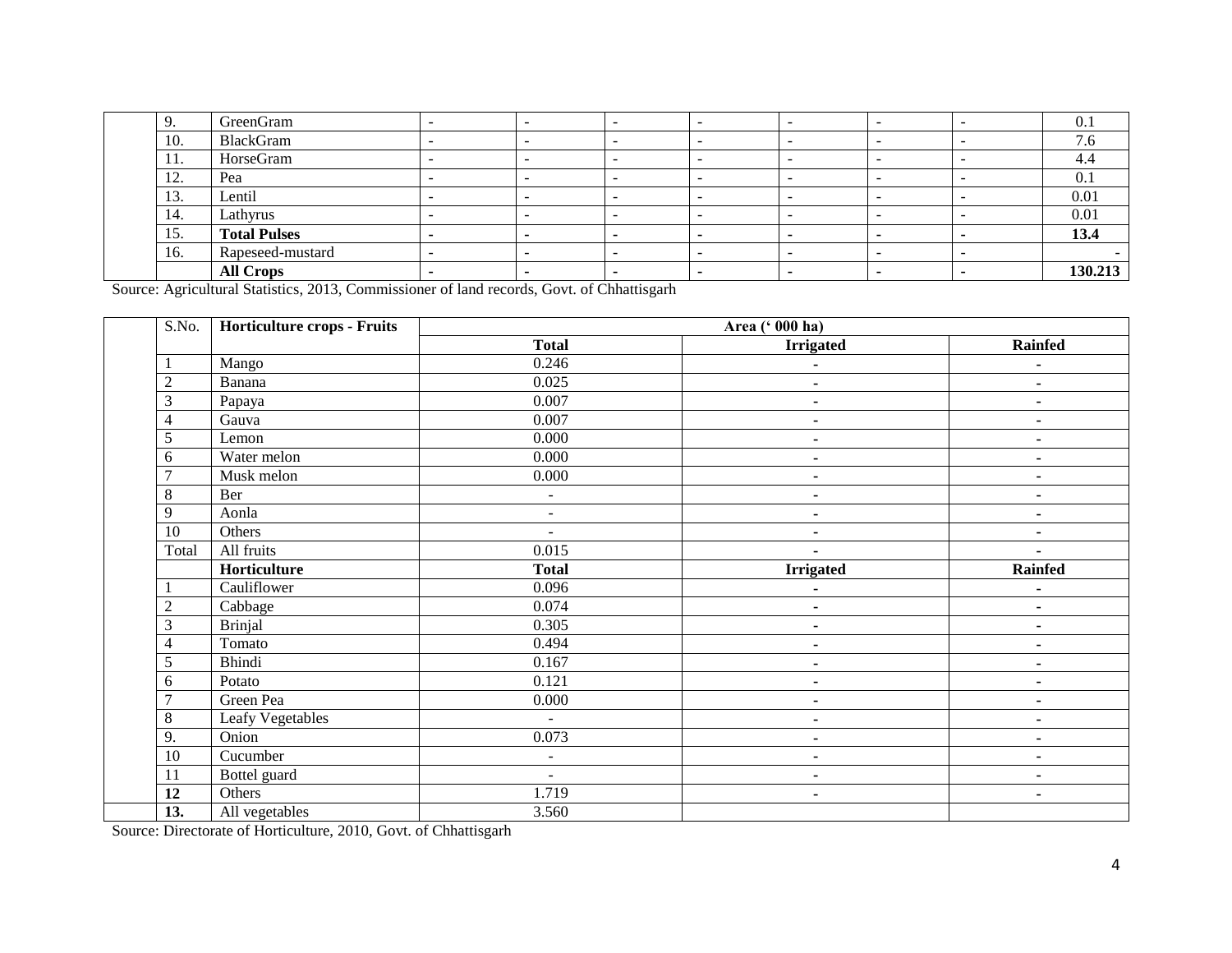| | 9. | GreenGram | - | - | - | - | - | - | - | 0.1 |
|---|---|---|---|---|---|---|---|---|---|---|
| | 10. | BlackGram | - | - | - | - | - | - | - | 7.6 |
| | 11. | HorseGram | - | - | - | - | - | - | - | 4.4 |
| | 12. | Pea | - | - | - | - | - | - | - | 0.1 |
| | 13. | Lentil | - | - | - | - | - | - | - | 0.01 |
| | 14. | Lathyrus | - | - | - | - | - | - | - | 0.01 |
| | 15. | **Total Pulses** | - | - | - | - | - | - | - | **13.4** |
| | 16. | Rapeseed-mustard | - | - | - | - | - | - | - | - |
| | | **All Crops** | - | - | - | - | - | - | - | **130.213** |

Source: Agricultural Statistics, 2013, Commissioner of land records, Govt. of Chhattisgarh

| | S.No. | **Horticulture crops - Fruits** | Area (' 000 ha) | | |
|---|---|---|---|---|---|
| | | | **Total** | **Irrigated** | **Rainfed** |
| | 1 | Mango | 0.246 | - | - |
| | 2 | Banana | 0.025 | - | - |
| | 3 | Papaya | 0.007 | - | - |
| | 4 | Gauva | 0.007 | - | - |
| | 5 | Lemon | 0.000 | - | - |
| | 6 | Water melon | 0.000 | - | - |
| | 7 | Musk melon | 0.000 | - | - |
| | 8 | Ber | - | - | - |
| | 9 | Aonla | - | - | - |
| | 10 | Others | - | - | - |
| | Total | All fruits | 0.015 | - | - |
| | | **Horticulture** | **Total** | **Irrigated** | **Rainfed** |
| | 1 | Cauliflower | 0.096 | - | - |
| | 2 | Cabbage | 0.074 | - | - |
| | 3 | Brinjal | 0.305 | - | - |
| | 4 | Tomato | 0.494 | - | - |
| | 5 | Bhindi | 0.167 | - | - |
| | 6 | Potato | 0.121 | - | - |
| | 7 | Green Pea | 0.000 | - | - |
| | 8 | Leafy Vegetables | - | - | - |
| | 9. | Onion | 0.073 | - | - |
| | 10 | Cucumber | - | - | - |
| | 11 | Bottel guard | - | - | - |
| | **12** | Others | 1.719 | - | - |
| | **13.** | All vegetables | 3.560 | | |

Source: Directorate of Horticulture, 2010, Govt. of Chhattisgarh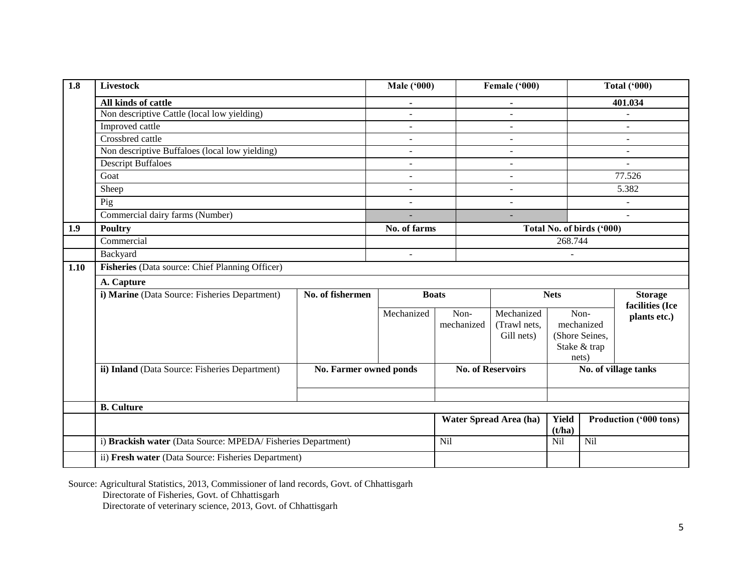| 1.8 | Livestock | Male ('000) | Female ('000) | Total ('000) |
|---|---|---|---|---|
| | **All kinds of cattle** | - | - | **401.034** |
| | Non descriptive Cattle (local low yielding) | - | - | - |
| | Improved cattle | - | - | - |
| | Crossbred cattle | - | - | - |
| | Non descriptive Buffaloes (local low yielding) | - | - | - |
| | Descript Buffaloes | - | - | - |
| | Goat | - | - | 77.526 |
| | Sheep | - | - | 5.382 |
| | Pig | - | - | - |
| | Commercial dairy farms (Number) | - | - | - |

| 1.9 | Poultry | No. of farms | Total No. of birds ('000) |
|---|---|---|---|
| | Commercial | | 268.744 |
| | Backyard | - | - |

| 1.10 | Fisheries (Data source: Chief Planning Officer) | | | | | | |
|---|---|---|---|---|---|---|---|
| | **A. Capture** | | | | | | |
| | **i) Marine** (Data Source: Fisheries Department) | **No. of fishermen** | **Boats** | | **Nets** | | **Storage facilities (Ice plants etc.)** |
| | | | Mechanized | Non-mechanized | Mechanized (Trawl nets, Gill nets) | Non-mechanized (Shore Seines, Stake & trap nets) | |
| | **ii) Inland** (Data Source: Fisheries Department) | **No. Farmer owned ponds** | | **No. of Reservoirs** | | **No. of village tanks** | |
| | | | | | | | |

| | B. Culture | | | |
|---|---|---|---|---|
| | | **Water Spread Area (ha)** | **Yield (t/ha)** | **Production ('000 tons)** |
| | i) **Brackish water** (Data Source: MPEDA/ Fisheries Department) | Nil | Nil | Nil |
| | ii) **Fresh water** (Data Source: Fisheries Department) | | | |

Source: Agricultural Statistics, 2013, Commissioner of land records, Govt. of Chhattisgarh
Directorate of Fisheries, Govt. of Chhattisgarh
Directorate of veterinary science, 2013, Govt. of Chhattisgarh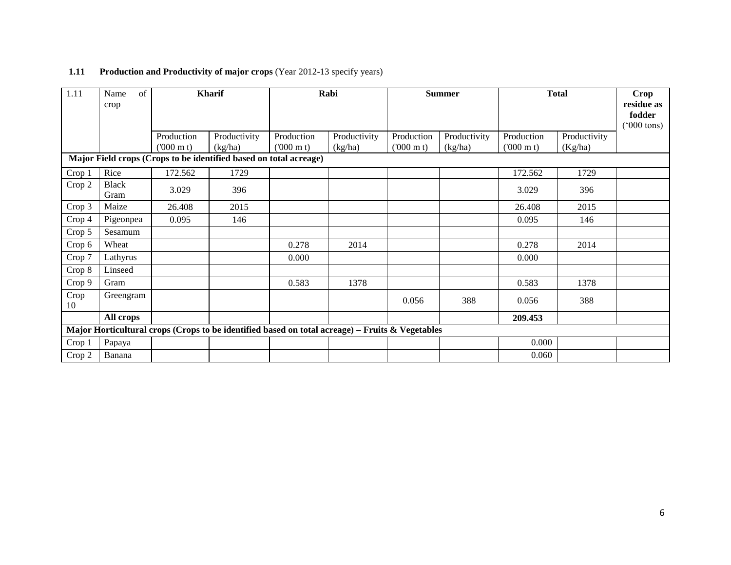### 1.11 **Production and Productivity of major crops** (Year 2012-13 specify years)

| 1.11 | Name of crop | Kharif | | Rabi | | Summer | | Total | | Crop residue as fodder ('000 tons) |
|---|---|---|---|---|---|---|---|---|---|---|
| | | Production ('000 m t) | Productivity (kg/ha) | Production ('000 m t) | Productivity (kg/ha) | Production ('000 m t) | Productivity (kg/ha) | Production ('000 m t) | Productivity (Kg/ha) | |
| **Major Field crops (Crops to be identified based on total acreage)** | | | | | | | | | | |
| Crop 1 | Rice | 172.562 | 1729 | | | | | 172.562 | 1729 | |
| Crop 2 | Black Gram | 3.029 | 396 | | | | | 3.029 | 396 | |
| Crop 3 | Maize | 26.408 | 2015 | | | | | 26.408 | 2015 | |
| Crop 4 | Pigeonpea | 0.095 | 146 | | | | | 0.095 | 146 | |
| Crop 5 | Sesamum | | | | | | | | | |
| Crop 6 | Wheat | | | 0.278 | 2014 | | | 0.278 | 2014 | |
| Crop 7 | Lathyrus | | | 0.000 | | | | 0.000 | | |
| Crop 8 | Linseed | | | | | | | | | |
| Crop 9 | Gram | | | 0.583 | 1378 | | | 0.583 | 1378 | |
| Crop 10 | Greengram | | | | | 0.056 | 388 | 0.056 | 388 | |
| | **All crops** | | | | | | | **209.453** | | |
| **Major Horticultural crops (Crops to be identified based on total acreage) – Fruits & Vegetables** | | | | | | | | | | |
| Crop 1 | Papaya | | | | | | | 0.000 | | |
| Crop 2 | Banana | | | | | | | 0.060 | | |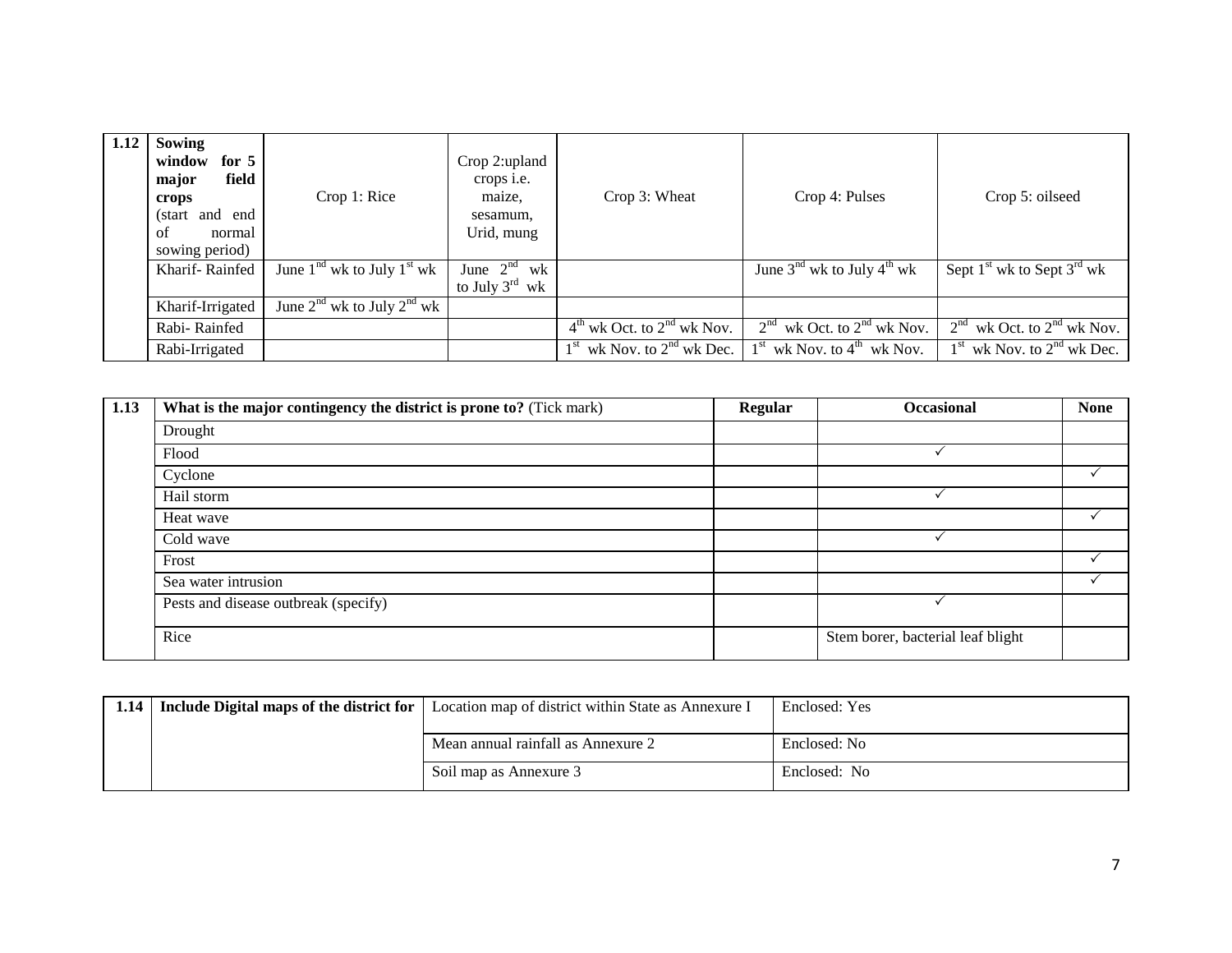| 1.12 | **Sowing window for 5 major field crops** (start and end of normal sowing period) | Crop 1: Rice | Crop 2:upland crops i.e. maize, sesamum, Urid, mung | Crop 3: Wheat | Crop 4: Pulses | Crop 5: oilseed |
|---|---|---|---|---|---|---|
| | Kharif- Rainfed | June 1nd wk to July 1st wk | June 2nd wk to July 3rd wk | | June 3nd wk to July 4th wk | Sept 1st wk to Sept 3rd wk |
| | Kharif-Irrigated | June 2nd wk to July 2nd wk | | | | |
| | Rabi- Rainfed | | | 4th wk Oct. to 2nd wk Nov. | 2nd wk Oct. to 2nd wk Nov. | 2nd wk Oct. to 2nd wk Nov. |
| | Rabi-Irrigated | | | 1st wk Nov. to 2nd wk Dec. | 1st wk Nov. to 4th wk Nov. | 1st wk Nov. to 2nd wk Dec. |

| 1.13 | **What is the major contingency the district is prone to?** (Tick mark) | **Regular** | **Occasional** | **None** |
|---|---|---|---|---|
| | Drought | | | |
| | Flood | | ✓ | |
| | Cyclone | | | ✓ |
| | Hail storm | | ✓ | |
| | Heat wave | | | ✓ |
| | Cold wave | | ✓ | |
| | Frost | | | ✓ |
| | Sea water intrusion | | | ✓ |
| | Pests and disease outbreak (specify) | | ✓ | |
| | Rice | | Stem borer, bacterial leaf blight | |

| 1.14 | **Include Digital maps of the district for** | Location map of district within State as Annexure I | Enclosed: Yes |
|---|---|---|---|
| | | Mean annual rainfall as Annexure 2 | Enclosed: No |
| | | Soil map as Annexure 3 | Enclosed: No |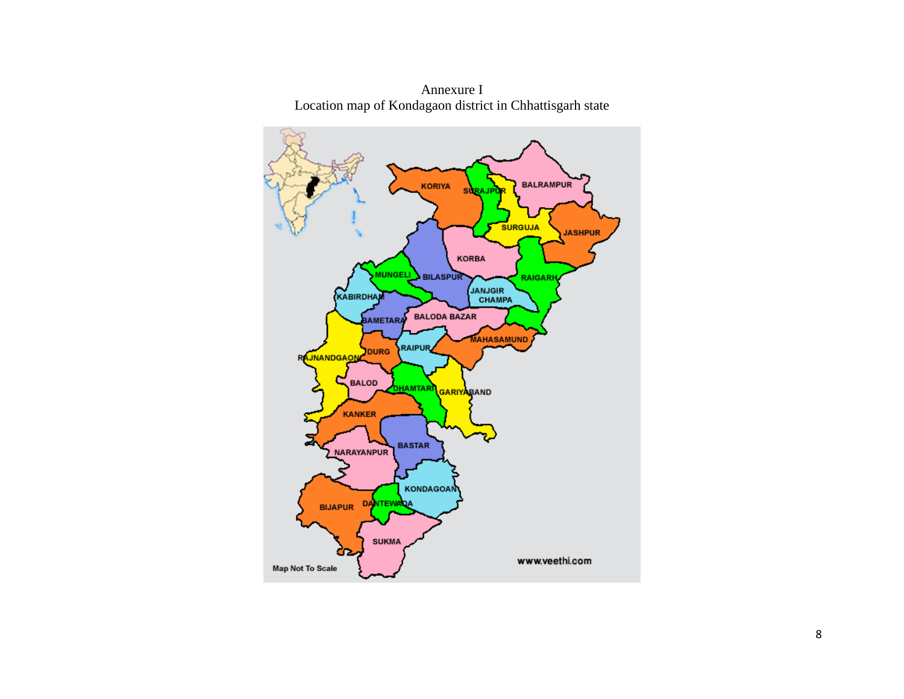Annexure I

Location map of Kondagaon district in Chhattisgarh state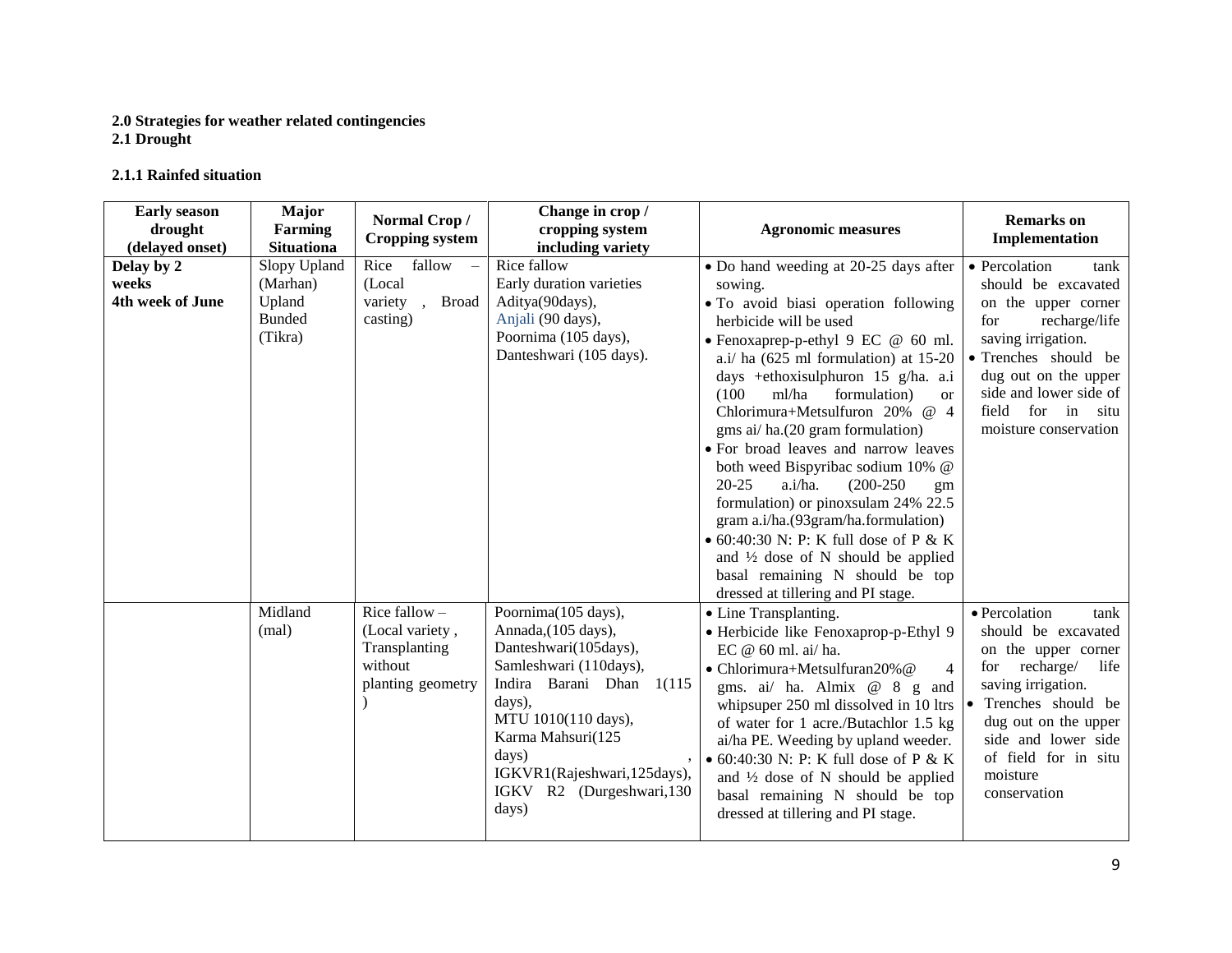**2.0 Strategies for weather related contingencies**

**2.1 Drought**

**2.1.1 Rainfed situation**

| Early season drought (delayed onset) | Major Farming Situationa | Normal Crop / Cropping system | Change in crop / cropping system including variety | Agronomic measures | Remarks on Implementation |
|---|---|---|---|---|---|
| **Delay by 2 weeks 4th week of June** | Slopy Upland (Marhan) Upland Bunded (Tikra) | Rice fallow – (Local variety , Broad casting) | Rice fallow Early duration varieties Aditya(90days), Anjali (90 days), Poornima (105 days), Danteshwari (105 days). | • Do hand weeding at 20-25 days after sowing.<br>• To avoid biasi operation following herbicide will be used<br>• Fenoxaprep-p-ethyl 9 EC @ 60 ml. a.i/ ha (625 ml formulation) at 15-20 days +ethoxisulphuron 15 g/ha. a.i (100 ml/ha formulation) or Chlorimura+Metsulfuron 20% @ 4 gms ai/ ha.(20 gram formulation)<br>• For broad leaves and narrow leaves both weed Bispyribac sodium 10% @ 20-25 a.i/ha. (200-250 gm formulation) or pinoxsulam 24% 22.5 gram a.i/ha.(93gram/ha.formulation)<br>• 60:40:30 N: P: K full dose of P & K and ½ dose of N should be applied basal remaining N should be top dressed at tillering and PI stage. | • Percolation tank should be excavated on the upper corner for recharge/life saving irrigation.<br>• Trenches should be dug out on the upper side and lower side of field for in situ moisture conservation |
| | Midland (mal) | Rice fallow – (Local variety , Transplanting without planting geometry ) | Poornima(105 days), Annada,(105 days), Danteshwari(105days), Samleshwari (110days), Indira Barani Dhan 1(115 days), MTU 1010(110 days), Karma Mahsuri(125 days) , IGKVR1(Rajeshwari,125days), IGKV R2 (Durgeshwari,130 days) | • Line Transplanting.<br>• Herbicide like Fenoxaprop-p-Ethyl 9 EC @ 60 ml. ai/ ha.<br>• Chlorimura+Metsulfuran20%@ 4 gms. ai/ ha. Almix @ 8 g and whipsuper 250 ml dissolved in 10 ltrs of water for 1 acre./Butachlor 1.5 kg ai/ha PE. Weeding by upland weeder.<br>• 60:40:30 N: P: K full dose of P & K and ½ dose of N should be applied basal remaining N should be top dressed at tillering and PI stage. | • Percolation tank should be excavated on the upper corner for recharge/ life saving irrigation.<br>• Trenches should be dug out on the upper side and lower side of field for in situ moisture conservation |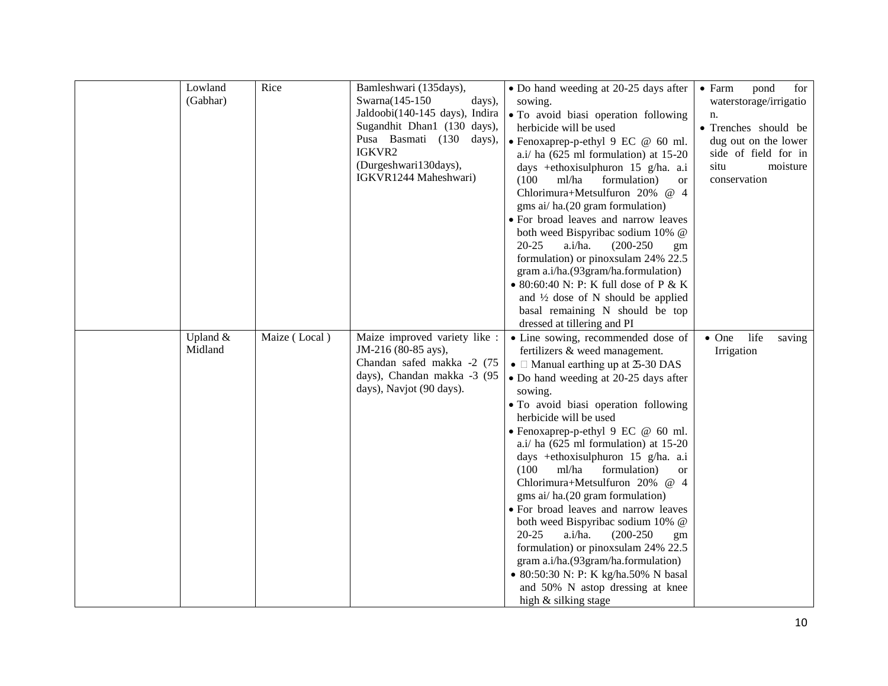| | | | | | |
|---|---|---|---|---|---|
| | Lowland (Gabhar) | Rice | Bamleshwari (135days), Swarna(145-150 days), Jaldoobi(140-145 days), Indira Sugandhit Dhan1 (130 days), Pusa Basmati (130 days), IGKVR2 (Durgeshwari130days), IGKVR1244 Maheshwari) | • Do hand weeding at 20-25 days after sowing.<br>• To avoid biasi operation following herbicide will be used<br>• Fenoxaprep-p-ethyl 9 EC @ 60 ml. a.i/ ha (625 ml formulation) at 15-20 days +ethoxisulphuron 15 g/ha. a.i (100 ml/ha formulation) or Chlorimura+Metsulfuron 20% @ 4 gms ai/ ha.(20 gram formulation)<br>• For broad leaves and narrow leaves both weed Bispyribac sodium 10% @ 20-25 a.i/ha. (200-250 gm formulation) or pinoxsulam 24% 22.5 gram a.i/ha.(93gram/ha.formulation)<br>• 80:60:40 N: P: K full dose of P & K and ½ dose of N should be applied basal remaining N should be top dressed at tillering and PI | • Farm pond for waterstorage/irrigation.<br>• Trenches should be dug out on the lower side of field for in situ moisture conservation |
| | Upland & Midland | Maize ( Local ) | Maize improved variety like : JM-216 (80-85 ays), Chandan safed makka -2 (75 days), Chandan makka -3 (95 days), Navjot (90 days). | • Line sowing, recommended dose of fertilizers & weed management.<br>• Manual earthing up at 25-30 DAS<br>• Do hand weeding at 20-25 days after sowing.<br>• To avoid biasi operation following herbicide will be used<br>• Fenoxaprep-p-ethyl 9 EC @ 60 ml. a.i/ ha (625 ml formulation) at 15-20 days +ethoxisulphuron 15 g/ha. a.i (100 ml/ha formulation) or Chlorimura+Metsulfuron 20% @ 4 gms ai/ ha.(20 gram formulation)<br>• For broad leaves and narrow leaves both weed Bispyribac sodium 10% @ 20-25 a.i/ha. (200-250 gm formulation) or pinoxsulam 24% 22.5 gram a.i/ha.(93gram/ha.formulation)<br>• 80:50:30 N: P: K kg/ha.50% N basal and 50% N astop dressing at knee high & silking stage | • One life saving Irrigation |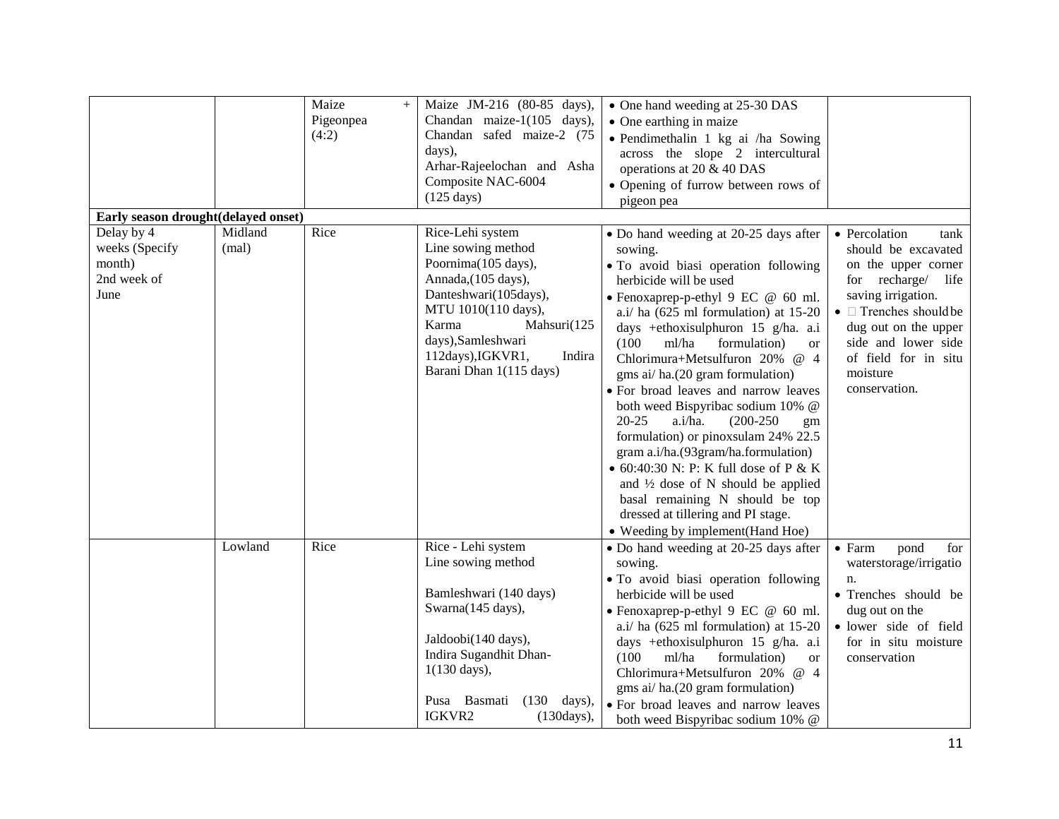| | | | | | |
|---|---|---|---|---|---|
| | | Maize + Pigeonpea (4:2) | Maize JM-216 (80-85 days), Chandan maize-1(105 days), Chandan safed maize-2 (75 days), Arhar-Rajeelochan and Asha Composite NAC-6004 (125 days) | • One hand weeding at 25-30 DAS<br>• One earthing in maize<br>• Pendimethalin 1 kg ai /ha Sowing across the slope 2 intercultural operations at 20 & 40 DAS<br>• Opening of furrow between rows of pigeon pea | |
| **Early season drought(delayed onset)** | | | | | |
| Delay by 4 weeks (Specify month) 2nd week of June | Midland (mal) | Rice | Rice-Lehi system<br>Line sowing method<br>Poornima(105 days),<br>Annada,(105 days),<br>Danteshwari(105days),<br>MTU 1010(110 days),<br>Karma Mahsuri(125 days),Samleshwari 112days),IGKVR1, Indira Barani Dhan 1(115 days) | • Do hand weeding at 20-25 days after sowing.<br>• To avoid biasi operation following herbicide will be used<br>• Fenoxaprep-p-ethyl 9 EC @ 60 ml. a.i/ ha (625 ml formulation) at 15-20 days +ethoxisulphuron 15 g/ha. a.i (100 ml/ha formulation) or Chlorimura+Metsulfuron 20% @ 4 gms ai/ ha.(20 gram formulation)<br>• For broad leaves and narrow leaves both weed Bispyribac sodium 10% @ 20-25 a.i/ha. (200-250 gm formulation) or pinoxsulam 24% 22.5 gram a.i/ha.(93gram/ha.formulation)<br>• 60:40:30 N: P: K full dose of P & K and ½ dose of N should be applied basal remaining N should be top dressed at tillering and PI stage.<br>• Weeding by implement(Hand Hoe) | • Percolation tank should be excavated on the upper corner for recharge/ life saving irrigation.<br>• Trenches should be dug out on the upper side and lower side of field for in situ moisture conservation. |
| | Lowland | Rice | Rice - Lehi system<br>Line sowing method<br><br>Bamleshwari (140 days)<br>Swarna(145 days),<br><br>Jaldoobi(140 days),<br>Indira Sugandhit Dhan-1(130 days),<br><br>Pusa Basmati (130 days), IGKVR2 (130days), | • Do hand weeding at 20-25 days after sowing.<br>• To avoid biasi operation following herbicide will be used<br>• Fenoxaprep-p-ethyl 9 EC @ 60 ml. a.i/ ha (625 ml formulation) at 15-20 days +ethoxisulphuron 15 g/ha. a.i (100 ml/ha formulation) or Chlorimura+Metsulfuron 20% @ 4 gms ai/ ha.(20 gram formulation)<br>• For broad leaves and narrow leaves both weed Bispyribac sodium 10% @ | • Farm pond for waterstorage/irrigation.<br>• Trenches should be dug out on the<br>• lower side of field for in situ moisture conservation |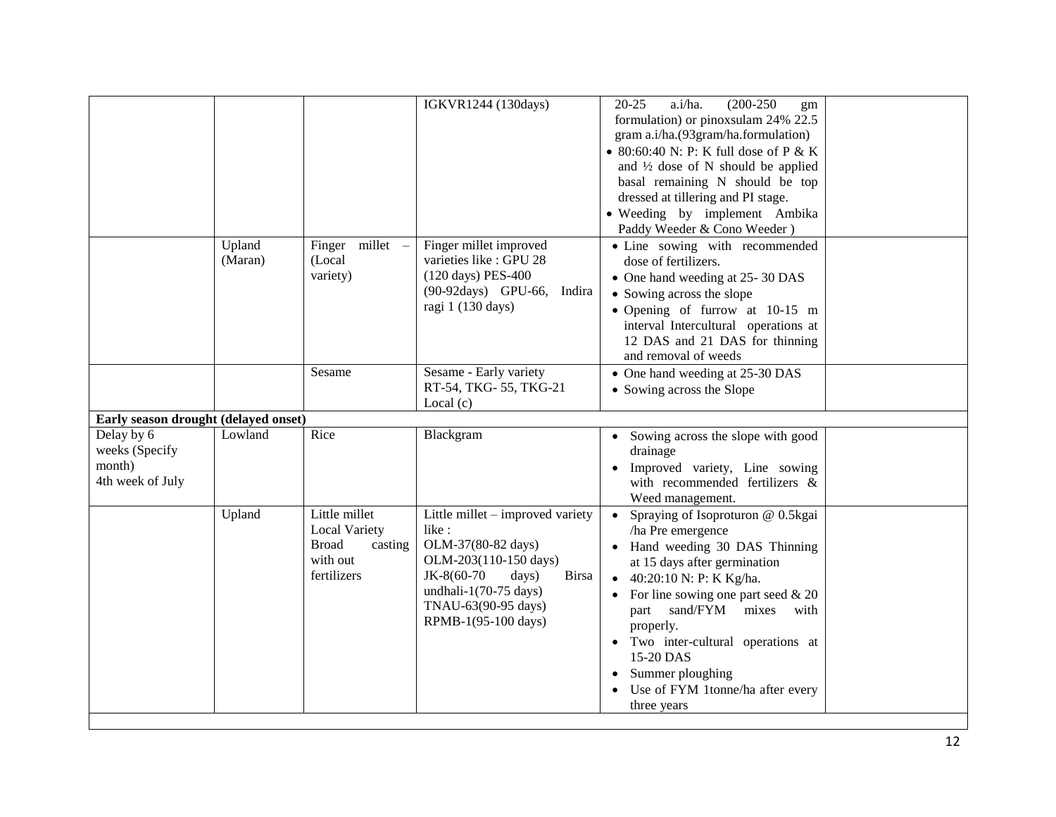| | | | | | |
|---|---|---|---|---|---|
| | | | IGKVR1244 (130days) | 20-25 a.i/ha. (200-250 gm formulation) or pinoxsulam 24% 22.5 gram a.i/ha.(93gram/ha.formulation)<br>• 80:60:40 N: P: K full dose of P & K and ½ dose of N should be applied basal remaining N should be top dressed at tillering and PI stage.<br>• Weeding by implement Ambika Paddy Weeder & Cono Weeder ) | |
| | Upland (Maran) | Finger millet – (Local variety) | Finger millet improved varieties like : GPU 28 (120 days) PES-400 (90-92days) GPU-66, Indira ragi 1 (130 days) | • Line sowing with recommended dose of fertilizers.<br>• One hand weeding at 25- 30 DAS<br>• Sowing across the slope<br>• Opening of furrow at 10-15 m interval Intercultural operations at 12 DAS and 21 DAS for thinning and removal of weeds | |
| | | Sesame | Sesame - Early variety RT-54, TKG- 55, TKG-21 Local (c) | • One hand weeding at 25-30 DAS<br>• Sowing across the Slope | |
| **Early season drought (delayed onset)** | | | | | |
| Delay by 6 weeks (Specify month) 4th week of July | Lowland | Rice | Blackgram | • Sowing across the slope with good drainage<br>• Improved variety, Line sowing with recommended fertilizers & Weed management. | |
| | Upland | Little millet Local Variety Broad casting with out fertilizers | Little millet – improved variety like :<br>OLM-37(80-82 days)<br>OLM-203(110-150 days)<br>JK-8(60-70 days) Birsa undhali-1(70-75 days)<br>TNAU-63(90-95 days)<br>RPMB-1(95-100 days) | • Spraying of Isoproturon @ 0.5kgai /ha Pre emergence<br>• Hand weeding 30 DAS Thinning at 15 days after germination<br>• 40:20:10 N: P: K Kg/ha.<br>• For line sowing one part seed & 20 part sand/FYM mixes with properly.<br>• Two inter-cultural operations at 15-20 DAS<br>• Summer ploughing<br>• Use of FYM 1tonne/ha after every three years | |
| | | | | | |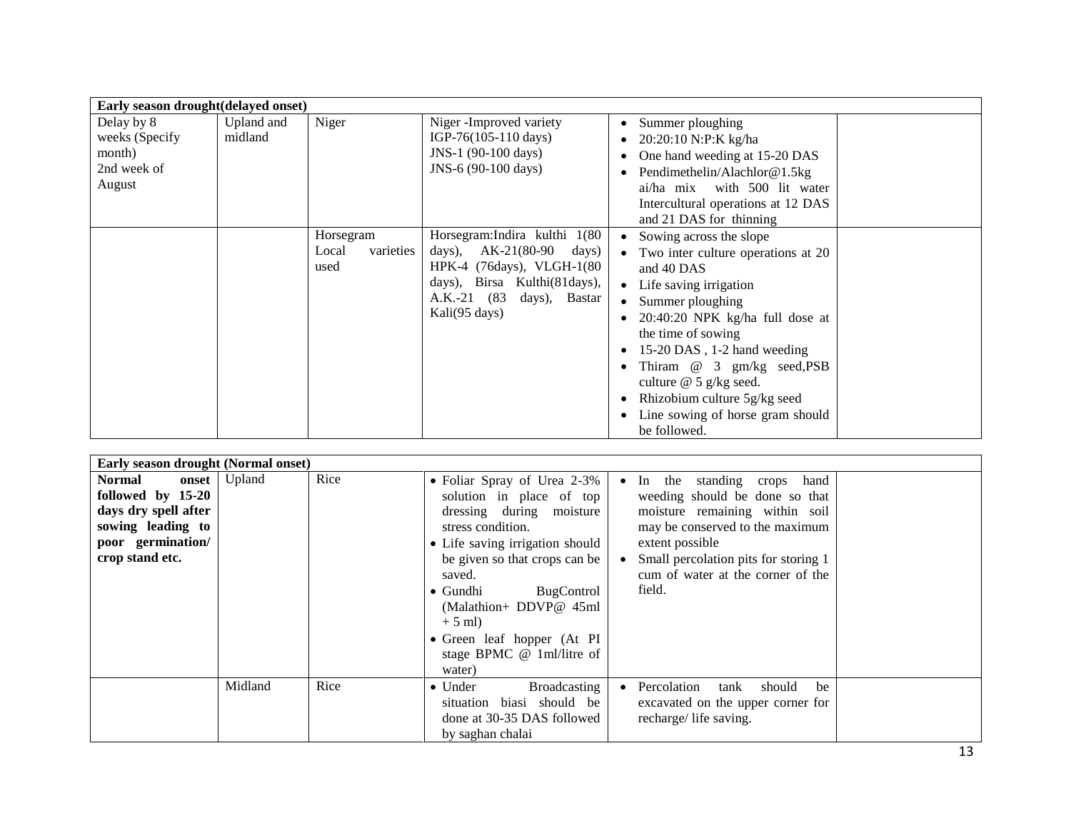| Early season drought(delayed onset) | | | | | |
|---|---|---|---|---|---|
| Delay by 8 weeks (Specify month) 2nd week of August | Upland and midland | Niger | Niger -Improved variety IGP-76(105-110 days) JNS-1 (90-100 days) JNS-6 (90-100 days) | • Summer ploughing<br>• 20:20:10 N:P:K kg/ha<br>• One hand weeding at 15-20 DAS<br>• Pendimethelin/Alachlor@1.5kg ai/ha mix with 500 lit water Intercultural operations at 12 DAS and 21 DAS for thinning | |
| | | Horsegram Local varieties used | Horsegram:Indira kulthi 1(80 days), AK-21(80-90 days) HPK-4 (76days), VLGH-1(80 days), Birsa Kulthi(81days), A.K.-21 (83 days), Bastar Kali(95 days) | • Sowing across the slope<br>• Two inter culture operations at 20 and 40 DAS<br>• Life saving irrigation<br>• Summer ploughing<br>• 20:40:20 NPK kg/ha full dose at the time of sowing<br>• 15-20 DAS , 1-2 hand weeding<br>• Thiram @ 3 gm/kg seed,PSB culture @ 5 g/kg seed.<br>• Rhizobium culture 5g/kg seed<br>• Line sowing of horse gram should be followed. | |

| Early season drought (Normal onset) | | | | | |
|---|---|---|---|---|---|
| **Normal onset followed by 15-20 days dry spell after sowing leading to poor germination/ crop stand etc.** | Upland | Rice | • Foliar Spray of Urea 2-3% solution in place of top dressing during moisture stress condition.<br>• Life saving irrigation should be given so that crops can be saved.<br>• Gundhi BugControl (Malathion+ DDVP@ 45ml + 5 ml)<br>• Green leaf hopper (At PI stage BPMC @ 1ml/litre of water) | • In the standing crops hand weeding should be done so that moisture remaining within soil may be conserved to the maximum extent possible<br>• Small percolation pits for storing 1 cum of water at the corner of the field. | |
| | Midland | Rice | • Under Broadcasting situation biasi should be done at 30-35 DAS followed by saghan chalai | • Percolation tank should be excavated on the upper corner for recharge/ life saving. | |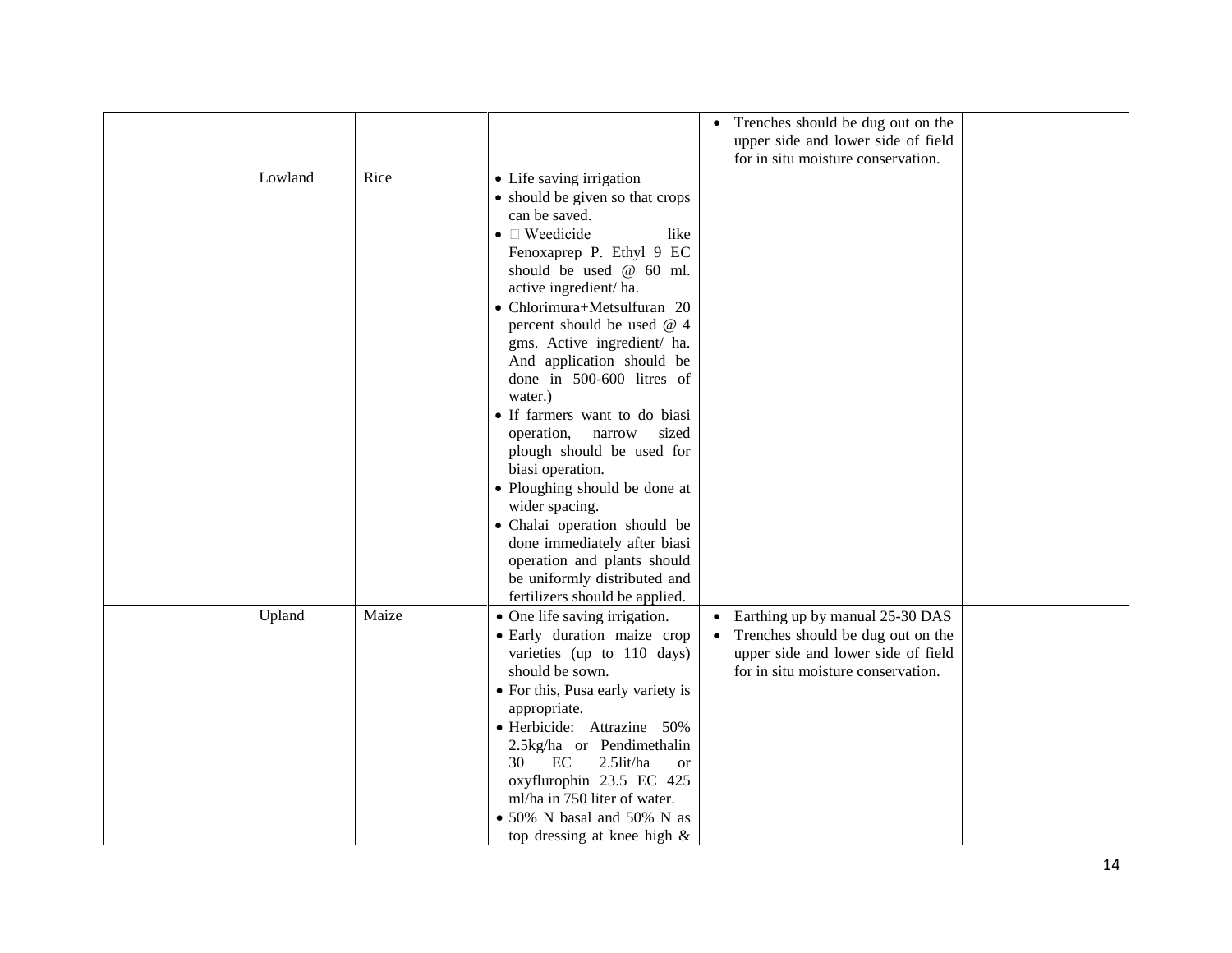| | | | | | |
|---|---|---|---|---|---|
| | | | | • Trenches should be dug out on the upper side and lower side of field for in situ moisture conservation. | |
| | Lowland | Rice | • Life saving irrigation<br>• should be given so that crops can be saved.<br>•  Weedicide like Fenoxaprep P. Ethyl 9 EC should be used @ 60 ml. active ingredient/ ha.<br>• Chlorimura+Metsulfuran 20 percent should be used @ 4 gms. Active ingredient/ ha. And application should be done in 500-600 litres of water.)<br>• If farmers want to do biasi operation, narrow sized plough should be used for biasi operation.<br>• Ploughing should be done at wider spacing.<br>• Chalai operation should be done immediately after biasi operation and plants should be uniformly distributed and fertilizers should be applied. | | |
| | Upland | Maize | • One life saving irrigation.<br>• Early duration maize crop varieties (up to 110 days) should be sown.<br>• For this, Pusa early variety is appropriate.<br>• Herbicide: Attrazine 50% 2.5kg/ha or Pendimethalin 30 EC 2.5lit/ha or oxyflurophin 23.5 EC 425 ml/ha in 750 liter of water.<br>• 50% N basal and 50% N as top dressing at knee high & | • Earthing up by manual 25-30 DAS<br>• Trenches should be dug out on the upper side and lower side of field for in situ moisture conservation. | |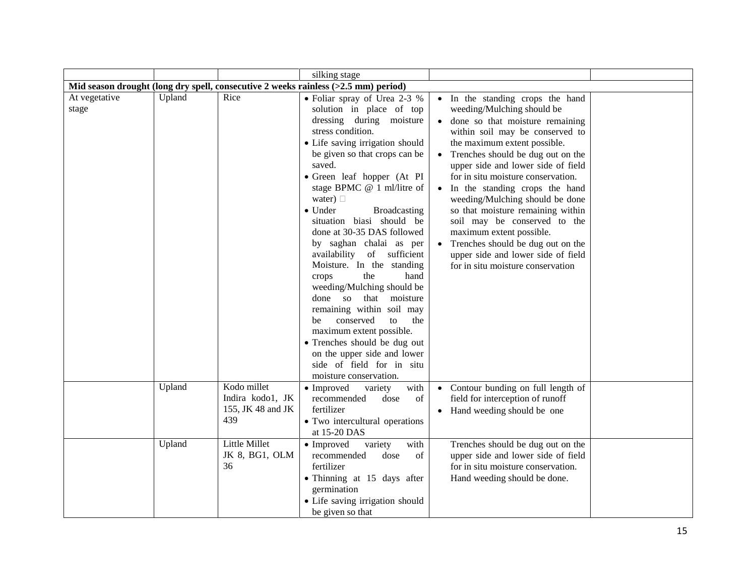| | | | silking stage | | |
|---|---|---|---|---|---|
| **Mid season drought (long dry spell, consecutive 2 weeks rainless (>2.5 mm) period)** | | | | | |
| At vegetative stage | Upland | Rice | • Foliar spray of Urea 2-3 % solution in place of top dressing during moisture stress condition.<br>• Life saving irrigation should be given so that crops can be saved.<br>• Green leaf hopper (At PI stage BPMC @ 1 ml/litre of water) <br>• Under Broadcasting situation biasi should be done at 30-35 DAS followed by saghan chalai as per availability of sufficient Moisture. In the standing crops the hand weeding/Mulching should be done so that moisture remaining within soil may be conserved to the maximum extent possible.<br>• Trenches should be dug out on the upper side and lower side of field for in situ moisture conservation. | • In the standing crops the hand weeding/Mulching should be<br>• done so that moisture remaining within soil may be conserved to the maximum extent possible.<br>• Trenches should be dug out on the upper side and lower side of field for in situ moisture conservation.<br>• In the standing crops the hand weeding/Mulching should be done so that moisture remaining within soil may be conserved to the maximum extent possible.<br>• Trenches should be dug out on the upper side and lower side of field for in situ moisture conservation | |
| | Upland | Kodo millet Indira kodo1, JK 155, JK 48 and JK 439 | • Improved variety with recommended dose of fertilizer<br>• Two intercultural operations at 15-20 DAS | • Contour bunding on full length of field for interception of runoff<br>• Hand weeding should be one | |
| | Upland | Little Millet JK 8, BG1, OLM 36 | • Improved variety with recommended dose of fertilizer<br>• Thinning at 15 days after germination<br>• Life saving irrigation should be given so that | Trenches should be dug out on the upper side and lower side of field for in situ moisture conservation. Hand weeding should be done. | |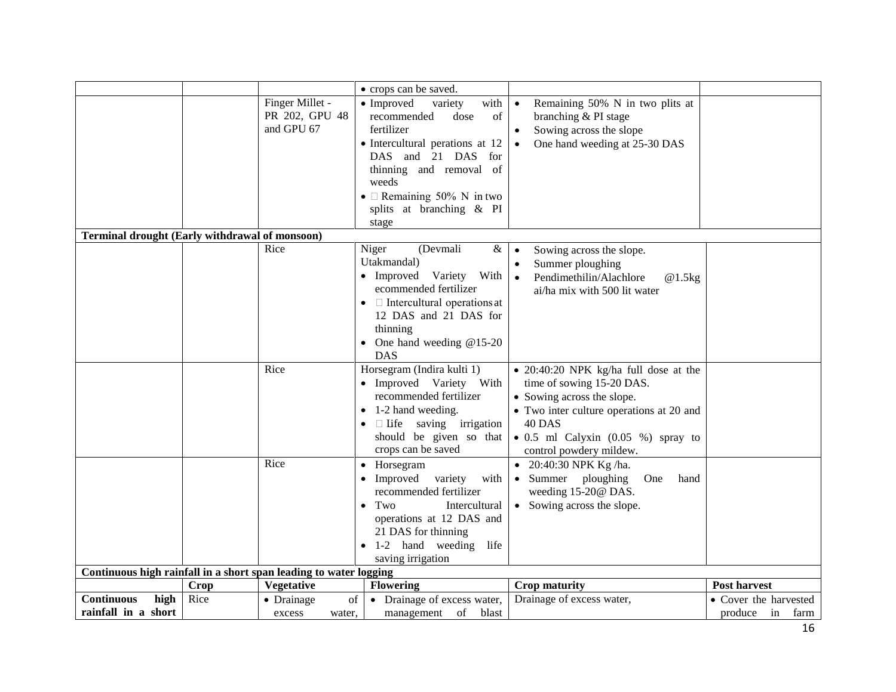| | | | | | |
|---|---|---|---|---|---|
| | | | • crops can be saved. | | |
| | | Finger Millet - PR 202, GPU 48 and GPU 67 | • Improved variety with recommended dose of fertilizer<br>• Intercultural perations at 12 DAS and 21 DAS for thinning and removal of weeds<br>•  Remaining 50% N in two splits at branching & PI stage | • Remaining 50% N in two plits at branching & PI stage<br>• Sowing across the slope<br>• One hand weeding at 25-30 DAS | |
| **Terminal drought (Early withdrawal of monsoon)** | | | | | |
| | | Rice | Niger (Devmali & Utakmandal)<br>• Improved Variety With ecommended fertilizer<br>•  Intercultural operations at 12 DAS and 21 DAS for thinning<br>• One hand weeding @15-20 DAS | • Sowing across the slope.<br>• Summer ploughing<br>• Pendimethilin/Alachlore @1.5kg ai/ha mix with 500 lit water | |
| | | Rice | Horsegram (Indira kulti 1)<br>• Improved Variety With recommended fertilizer<br>• 1-2 hand weeding.<br>•  Iife saving irrigation should be given so that crops can be saved | • 20:40:20 NPK kg/ha full dose at the time of sowing 15-20 DAS.<br>• Sowing across the slope.<br>• Two inter culture operations at 20 and 40 DAS<br>• 0.5 ml Calyxin (0.05 %) spray to control powdery mildew. | |
| | | Rice | • Horsegram<br>• Improved variety with recommended fertilizer<br>• Two Intercultural operations at 12 DAS and 21 DAS for thinning<br>• 1-2 hand weeding life saving irrigation | • 20:40:30 NPK Kg /ha.<br>• Summer ploughing One hand weeding 15-20@ DAS.<br>• Sowing across the slope. | |
| **Continuous high rainfall in a short span leading to water logging** | | | | | |
| | **Crop** | **Vegetative** | **Flowering** | **Crop maturity** | **Post harvest** |
| **Continuous high rainfall in a short** | Rice | • Drainage of excess water, | • Drainage of excess water, management of blast | Drainage of excess water, | • Cover the harvested produce in farm |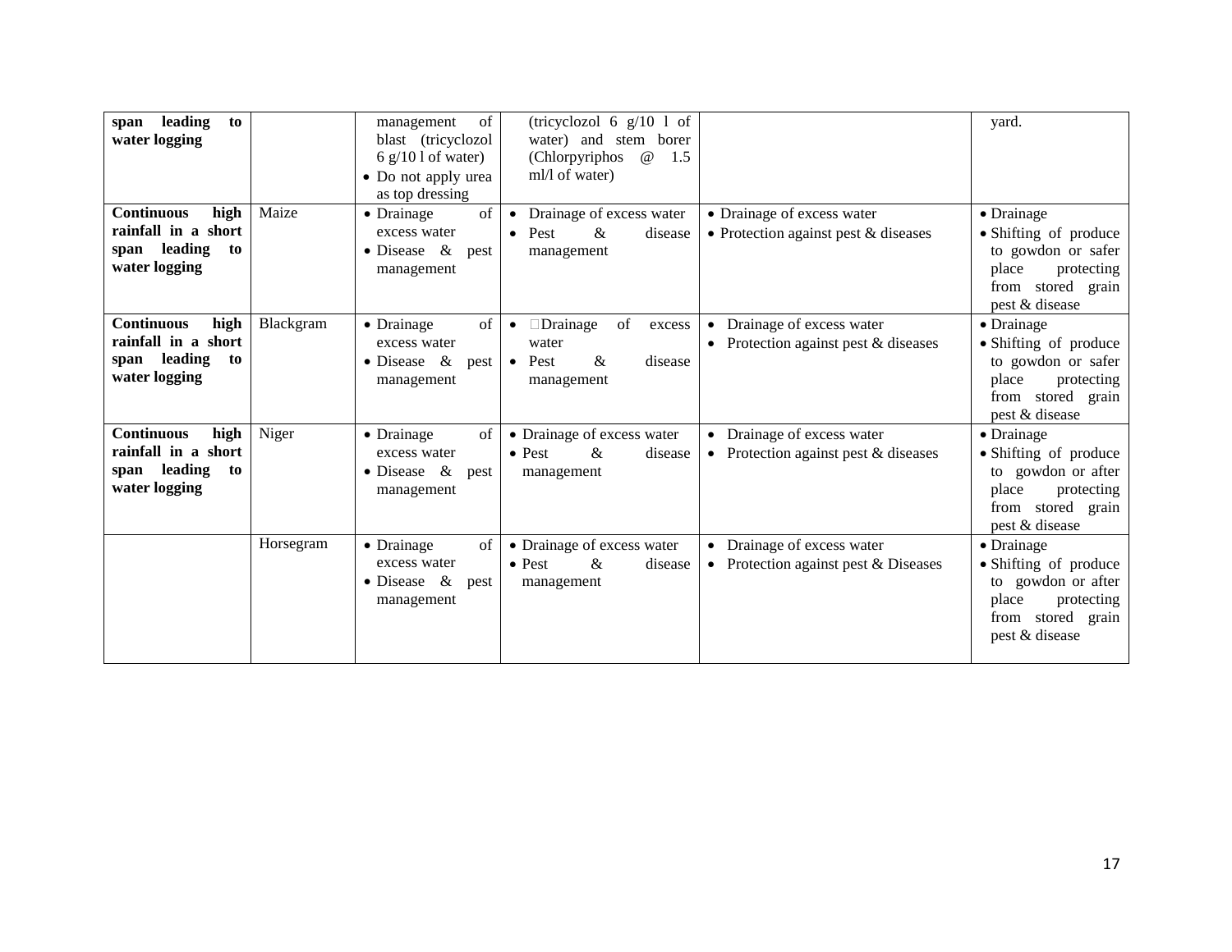| | | | | | |
|---|---|---|---|---|---|
| **span leading to water logging** | | management of blast (tricyclozol 6 g/10 l of water)<br>• Do not apply urea as top dressing | (tricyclozol 6 g/10 l of water) and stem borer (Chlorpyriphos @ 1.5 ml/l of water) | | yard. |
| **Continuous high rainfall in a short span leading to water logging** | Maize | • Drainage of excess water<br>• Disease & pest management | • Drainage of excess water<br>• Pest & disease management | • Drainage of excess water<br>• Protection against pest & diseases | • Drainage<br>• Shifting of produce to gowdon or safer place protecting from stored grain pest & disease |
| **Continuous high rainfall in a short span leading to water logging** | Blackgram | • Drainage of excess water<br>• Disease & pest management | • Drainage of excess water<br>• Pest & disease management | • Drainage of excess water<br>• Protection against pest & diseases | • Drainage<br>• Shifting of produce to gowdon or safer place protecting from stored grain pest & disease |
| **Continuous high rainfall in a short span leading to water logging** | Niger | • Drainage of excess water<br>• Disease & pest management | • Drainage of excess water<br>• Pest & disease management | • Drainage of excess water<br>• Protection against pest & diseases | • Drainage<br>• Shifting of produce to gowdon or after place protecting from stored grain pest & disease |
| | Horsegram | • Drainage of excess water<br>• Disease & pest management | • Drainage of excess water<br>• Pest & disease management | • Drainage of excess water<br>• Protection against pest & Diseases | • Drainage<br>• Shifting of produce to gowdon or after place protecting from stored grain pest & disease |